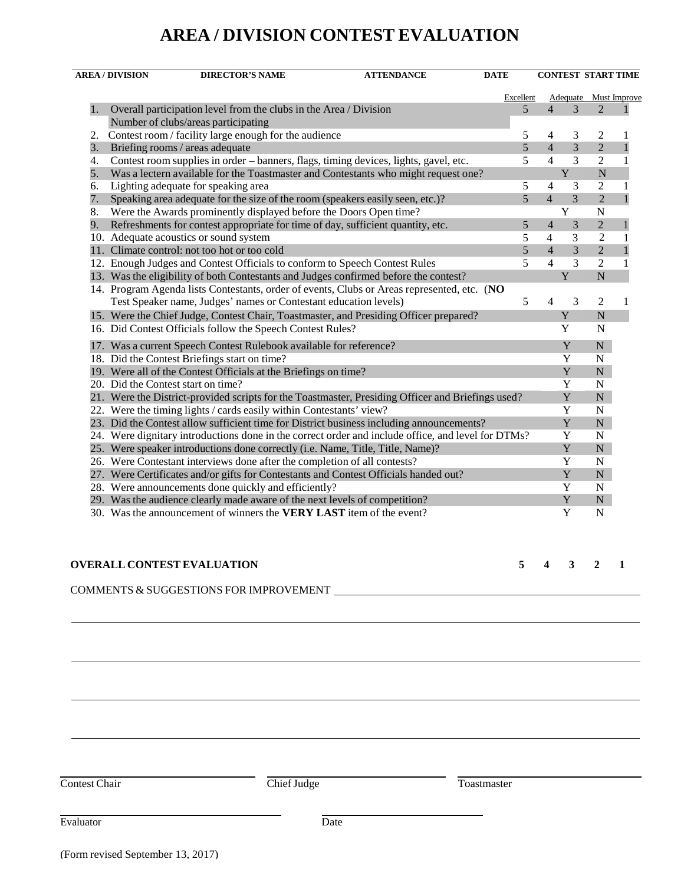# AREA / DIVISION CONTEST EVALUATION

| AREA / DIVISION | DIRECTOR'S NAME | ATTENDANCE | DATE | CONTEST START TIME |
|---|---|---|---|---|
| | | | | |

| # | Item | Excellent 5 | 4 | Adequate 3 | 2 | Must Improve 1 |
|---|---|---|---|---|---|---|
| 1. | Overall participation level from the clubs in the Area / Division<br>Number of clubs/areas participating | 5 | 4 | 3 | 2 | 1 |
| 2. | Contest room / facility large enough for the audience | 5 | 4 | 3 | 2 | 1 |
| 3. | Briefing rooms / areas adequate | 5 | 4 | 3 | 2 | 1 |
| 4. | Contest room supplies in order – banners, flags, timing devices, lights, gavel, etc. | 5 | 4 | 3 | 2 | 1 |
| 5. | Was a lectern available for the Toastmaster and Contestants who might request one? | | | Y | N | |
| 6. | Lighting adequate for speaking area | 5 | 4 | 3 | 2 | 1 |
| 7. | Speaking area adequate for the size of the room (speakers easily seen, etc.)? | 5 | 4 | 3 | 2 | 1 |
| 8. | Were the Awards prominently displayed before the Doors Open time? | | | Y | N | |
| 9. | Refreshments for contest appropriate for time of day, sufficient quantity, etc. | 5 | 4 | 3 | 2 | 1 |
| 10. | Adequate acoustics or sound system | 5 | 4 | 3 | 2 | 1 |
| 11. | Climate control: not too hot or too cold | 5 | 4 | 3 | 2 | 1 |
| 12. | Enough Judges and Contest Officials to conform to Speech Contest Rules | 5 | 4 | 3 | 2 | 1 |
| 13. | Was the eligibility of both Contestants and Judges confirmed before the contest? | | | Y | N | |
| 14. | Program Agenda lists Contestants, order of events, Clubs or Areas represented, etc. (**NO** Test Speaker name, Judges' names or Contestant education levels) | 5 | 4 | 3 | 2 | 1 |
| 15. | Were the Chief Judge, Contest Chair, Toastmaster, and Presiding Officer prepared? | | | Y | N | |
| 16. | Did Contest Officials follow the Speech Contest Rules? | | | Y | N | |
| 17. | Was a current Speech Contest Rulebook available for reference? | | | Y | N | |
| 18. | Did the Contest Briefings start on time? | | | Y | N | |
| 19. | Were all of the Contest Officials at the Briefings on time? | | | Y | N | |
| 20. | Did the Contest start on time? | | | Y | N | |
| 21. | Were the District-provided scripts for the Toastmaster, Presiding Officer and Briefings used? | | | Y | N | |
| 22. | Were the timing lights / cards easily within Contestants' view? | | | Y | N | |
| 23. | Did the Contest allow sufficient time for District business including announcements? | | | Y | N | |
| 24. | Were dignitary introductions done in the correct order and include office, and level for DTMs? | | | Y | N | |
| 25. | Were speaker introductions done correctly (i.e. Name, Title, Title, Name)? | | | Y | N | |
| 26. | Were Contestant interviews done after the completion of all contests? | | | Y | N | |
| 27. | Were Certificates and/or gifts for Contestants and Contest Officials handed out? | | | Y | N | |
| 28. | Were announcements done quickly and efficiently? | | | Y | N | |
| 29. | Was the audience clearly made aware of the next levels of competition? | | | Y | N | |
| 30. | Was the announcement of winners the **VERY LAST** item of the event? | | | Y | N | |

**OVERALL CONTEST EVALUATION** **5 4 3 2 1**

COMMENTS & SUGGESTIONS FOR IMPROVEMENT ______________________________________________

_____________________________________________________________________________

_____________________________________________________________________________

_____________________________________________________________________________

_____________________________________________________________________________

Contest Chair ____________________ Chief Judge ____________________ Toastmaster ____________________

Evaluator ____________________ Date ____________________

(Form revised September 13, 2017)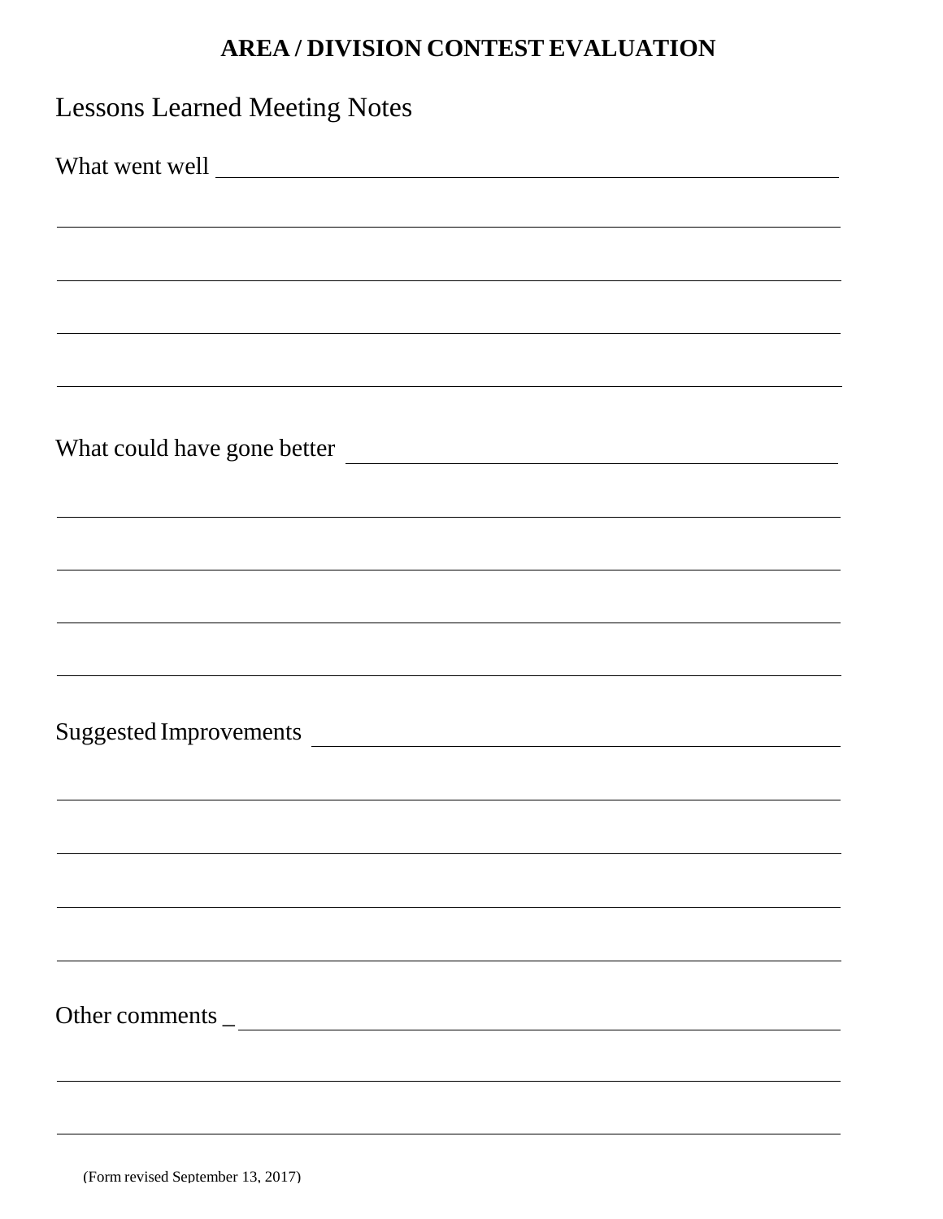**AREA / DIVISION CONTEST EVALUATION**

Lessons Learned Meeting Notes

What went well ___________________________________________

___________________________________________

___________________________________________

___________________________________________

___________________________________________

What could have gone better ___________________________________________

___________________________________________

___________________________________________

___________________________________________

___________________________________________

Suggested Improvements ___________________________________________

___________________________________________

___________________________________________

___________________________________________

___________________________________________

Other comments _ ___________________________________________

___________________________________________

___________________________________________

(Form revised September 13, 2017)